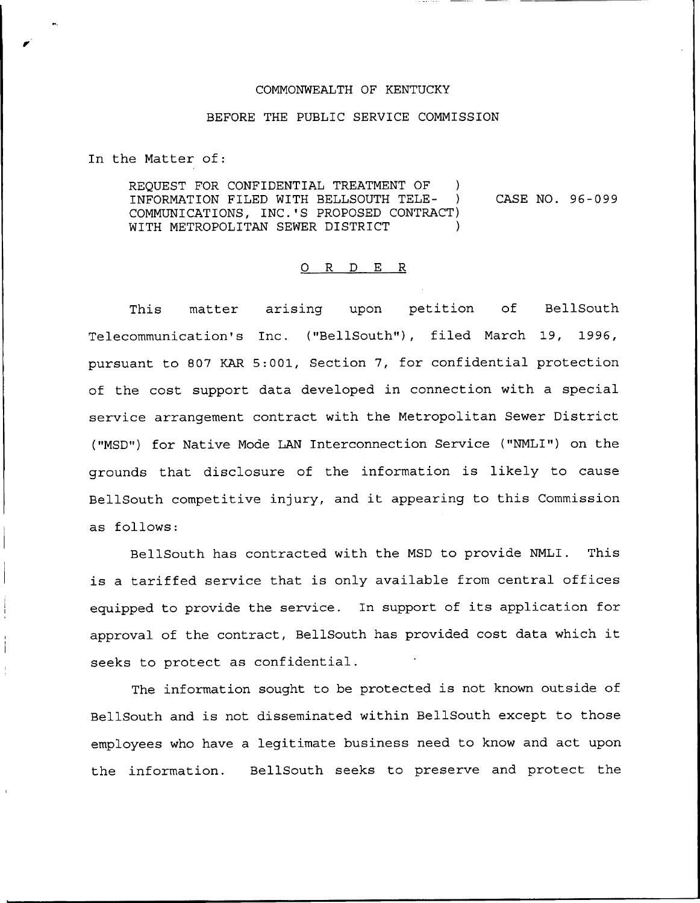COMMONWEALTH OF KENTUCKY

BEFORE THE PUBLIC SERVICE COMMISSION

In the Matter of:

REQUEST FOR CONFIDENTIAL TREATMENT OF INFORMATION FILED WITH BELLSOUTH TELE-COMMUNICATIONS, INC.'S PROPOSED CONTRACT WITH METROPOLITAN SEWER DISTRICT ) CASE NO. 96-099

O R D E R

This matter arising upon petition of BellSouth Telecommunication's Inc. ("BellSouth"), filed March 19, 1996, pursuant to 807 KAR 5:001, Section 7, for confidential protection of the cost support data developed in connection with a special service arrangement contract with the Metropolitan Sewer District ("MSD") for Native Mode LAN Interconnection Service ("NMLI") on the grounds that disclosure of the information is likely to cause BellSouth competitive injury, and it appearing to this Commission as follows:

BellSouth has contracted with the MSD to provide NMLI. This is a tariffed service that is only available from central offices equipped to provide the service. In support of its application for approval of the contract, BellSouth has provided cost data which it seeks to protect as confidential.

The information sought to be protected is not known outside of BellSouth and is not disseminated within BellSouth except to those employees who have a legitimate business need to know and act upon the information. BellSouth seeks to preserve and protect the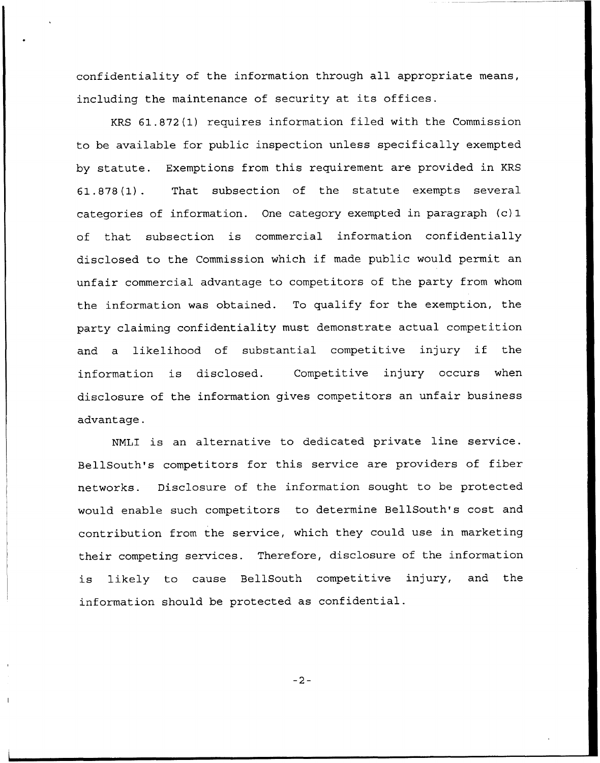confidentiality of the information through all appropriate means, including the maintenance of security at its offices.

KRS 61.872(1) requires information filed with the Commission to be available for public inspection unless specifically exempted by statute. Exemptions from this requirement are provided in KRS 61.878(1). That subsection of the statute exempts several categories of information. One category exempted in paragraph (c)1 of that subsection is commercial information confidentially disclosed to the Commission which if made public would permit an unfair commercial advantage to competitors of the party from whom the information was obtained. To qualify for the exemption, the party claiming confidentiality must demonstrate actual competition and a likelihood of substantial competitive injury if the information is disclosed. Competitive injury occurs when disclosure of the information gives competitors an unfair business advantage.

NMLI is an alternative to dedicated private line service. BellSouth's competitors for this service are providers of fiber networks. Disclosure of the information sought to be protected would enable such competitors to determine BellSouth's cost and contribution from the service, which they could use in marketing their competing services. Therefore, disclosure of the information is likely to cause BellSouth competitive injury, and the information should be protected as confidential.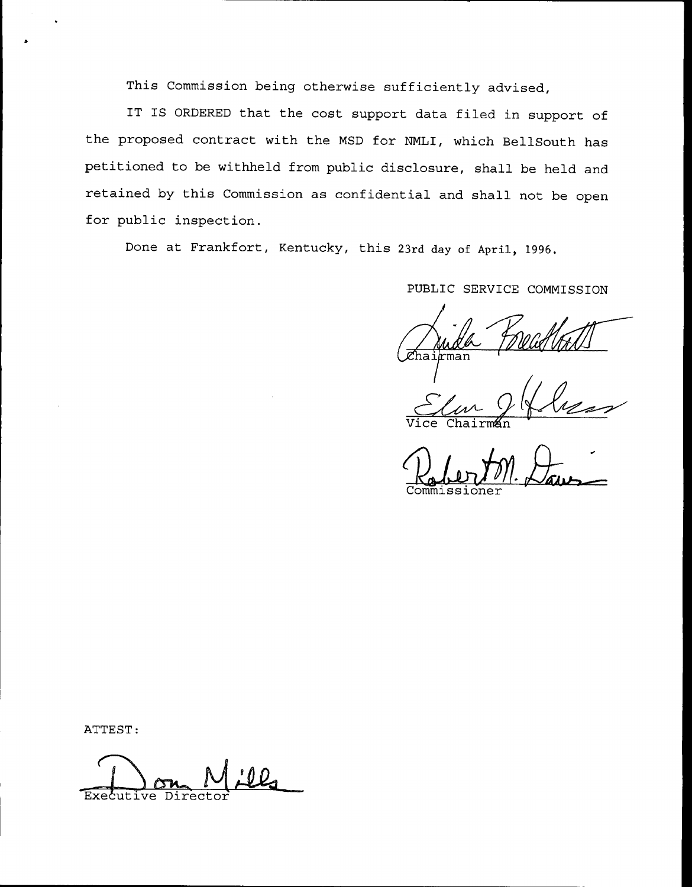This Commission being otherwise sufficiently advised,

IT IS ORDERED that the cost support data filed in support of the proposed contract with the MSD for NMLI, which BellSouth has petitioned to be withheld from public disclosure, shall be held and retained by this Commission as confidential and shall not be open for public inspection.

Done at Frankfort, Kentucky, this 23rd day of April, 1996.

PUBLIC SERVICE COMMISSION

Chairman

Vice Chairman

Commissioner

ATTEST:

Executive Director